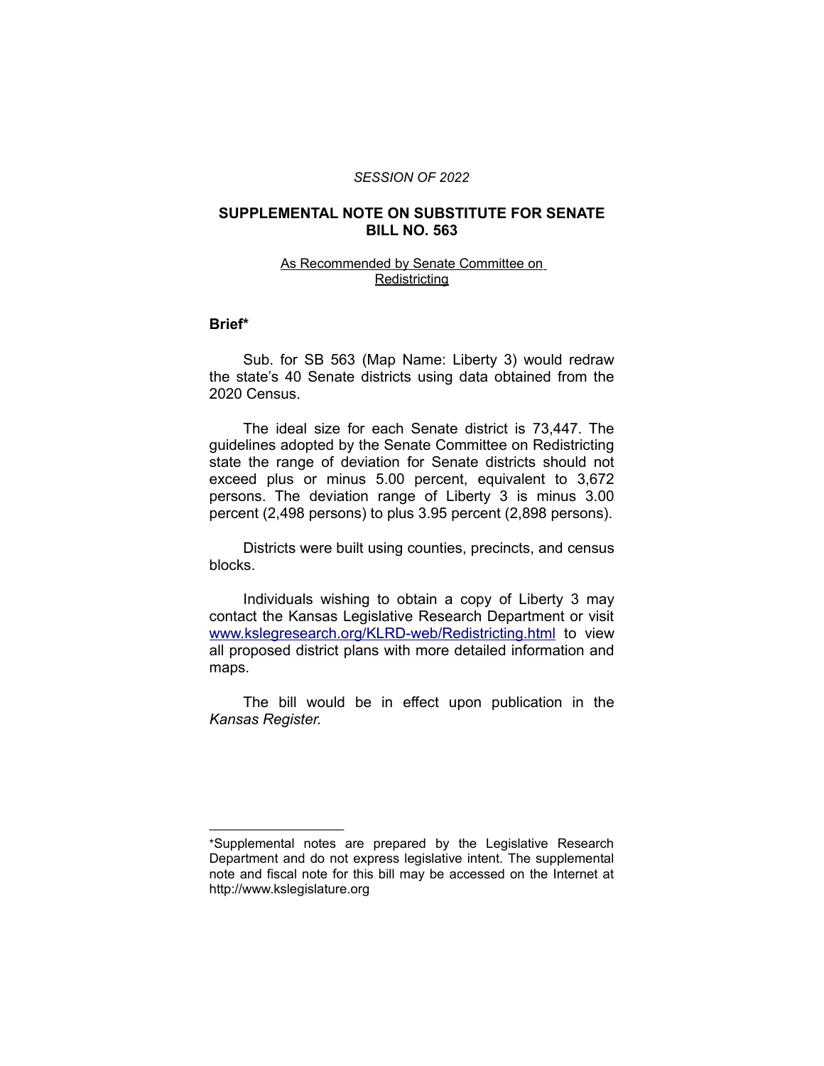*SESSION OF 2022*

# SUPPLEMENTAL NOTE ON SUBSTITUTE FOR SENATE BILL NO. 563

As Recommended by Senate Committee on Redistricting

## Brief*

Sub. for SB 563 (Map Name: Liberty 3) would redraw the state's 40 Senate districts using data obtained from the 2020 Census.

The ideal size for each Senate district is 73,447. The guidelines adopted by the Senate Committee on Redistricting state the range of deviation for Senate districts should not exceed plus or minus 5.00 percent, equivalent to 3,672 persons. The deviation range of Liberty 3 is minus 3.00 percent (2,498 persons) to plus 3.95 percent (2,898 persons).

Districts were built using counties, precincts, and census blocks.

Individuals wishing to obtain a copy of Liberty 3 may contact the Kansas Legislative Research Department or visit [www.kslegresearch.org/KLRD-web/Redistricting.html](www.kslegresearch.org/KLRD-web/Redistricting.html) to view all proposed district plans with more detailed information and maps.

The bill would be in effect upon publication in the *Kansas Register.*

---

*Supplemental notes are prepared by the Legislative Research Department and do not express legislative intent. The supplemental note and fiscal note for this bill may be accessed on the Internet at http://www.kslegislature.org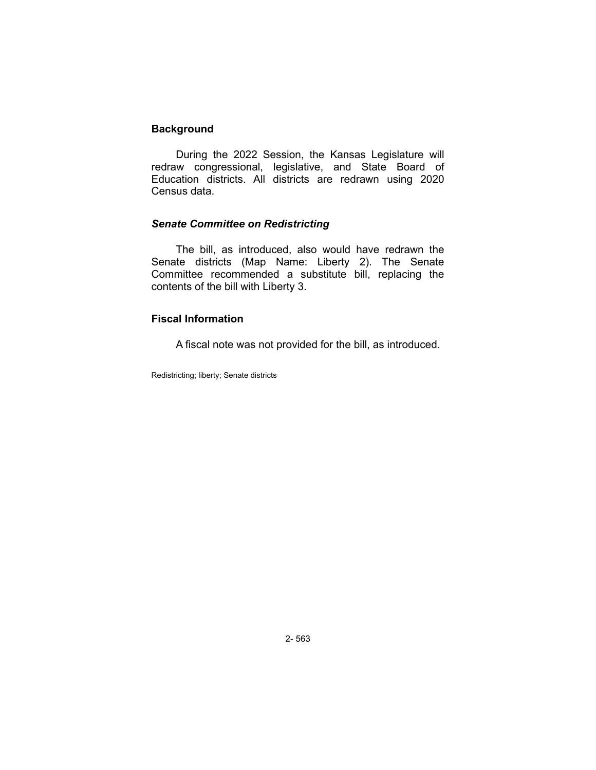## Background

During the 2022 Session, the Kansas Legislature will redraw congressional, legislative, and State Board of Education districts. All districts are redrawn using 2020 Census data.

### *Senate Committee on Redistricting*

The bill, as introduced, also would have redrawn the Senate districts (Map Name: Liberty 2). The Senate Committee recommended a substitute bill, replacing the contents of the bill with Liberty 3.

## Fiscal Information

A fiscal note was not provided for the bill, as introduced.

Redistricting; liberty; Senate districts